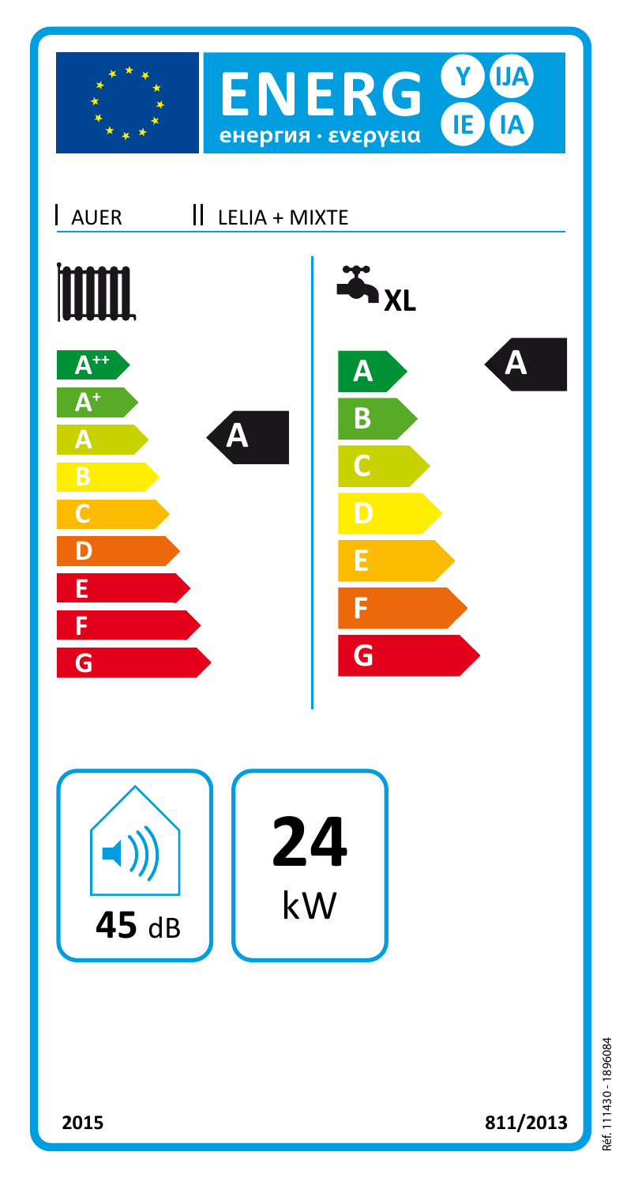# ENERG Y IJA IE IA

енергия · ενεργεια

I AUER II LELIA + MIXTE

**Space heating**

A++
A+
A
B
C
D
E
F
G

**A**

**Water heating XL**

A
B
C
D
E
F
G

**A**

**45** dB

**24** kW

**2015** **811/2013**

Réf. 111430 - 1896084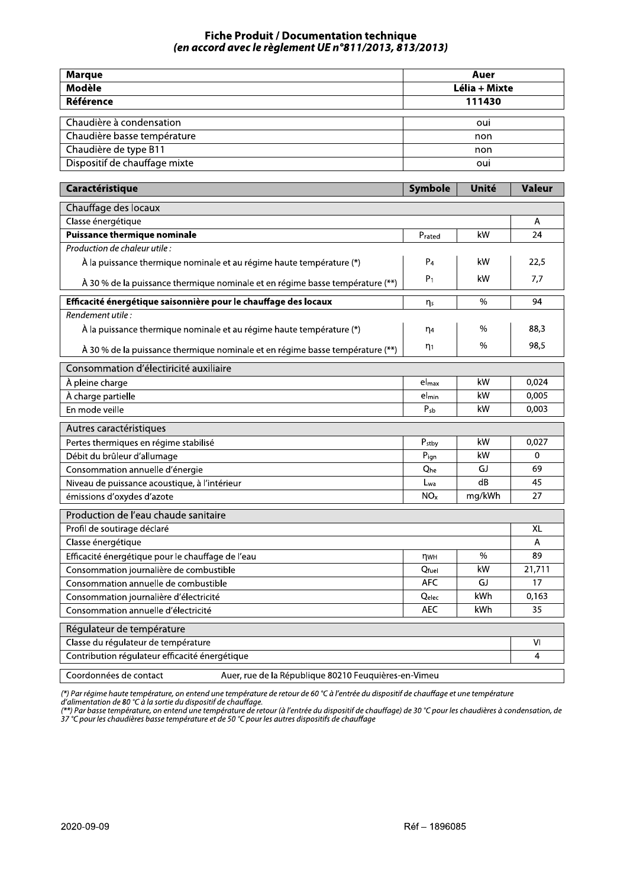# Fiche Produit / Documentation technique
## *(en accord avec le règlement UE n°811/2013, 813/2013)*

| | |
|---|---|
| **Marque** | **Auer** |
| **Modèle** | **Lélia + Mixte** |
| **Référence** | **111430** |

| | |
|---|---|
| Chaudière à condensation | oui |
| Chaudière basse température | non |
| Chaudière de type B11 | non |
| Dispositif de chauffage mixte | oui |

| **Caractéristique** | **Symbole** | **Unité** | **Valeur** |
|---|---|---|---|
| **Chauffage des locaux** | | | |
| Classe énergétique | | | A |
| **Puissance thermique nominale** | $P_{rated}$ | kW | 24 |
| *Production de chaleur utile :* | | | |
| À la puissance thermique nominale et au régime haute température (*) | $P_4$ | kW | 22,5 |
| À 30 % de la puissance thermique nominale et en régime basse température (**) | $P_1$ | kW | 7,7 |
| **Efficacité énergétique saisonnière pour le chauffage des locaux** | $\eta_s$ | % | 94 |
| *Rendement utile :* | | | |
| À la puissance thermique nominale et au régime haute température (*) | $\eta_4$ | % | 88,3 |
| À 30 % de la puissance thermique nominale et en régime basse température (**) | $\eta_1$ | % | 98,5 |
| **Consommation d'électiricité auxiliaire** | | | |
| À pleine charge | $el_{max}$ | kW | 0,024 |
| À charge partielle | $el_{min}$ | kW | 0,005 |
| En mode veille | $P_{sb}$ | kW | 0,003 |
| **Autres caractéristiques** | | | |
| Pertes thermiques en régime stabilisé | $P_{stby}$ | kW | 0,027 |
| Débit du brûleur d'allumage | $P_{ign}$ | kW | 0 |
| Consommation annuelle d'énergie | $Q_{he}$ | GJ | 69 |
| Niveau de puissance acoustique, à l'intérieur | $L_{wa}$ | dB | 45 |
| émissions d'oxydes d'azote | $NO_x$ | mg/kWh | 27 |
| **Production de l'eau chaude sanitaire** | | | |
| Profil de soutirage déclaré | | | XL |
| Classe énergétique | | | A |
| Efficacité énergétique pour le chauffage de l'eau | $\eta_{WH}$ | % | 89 |
| Consommation journalière de combustible | $Q_{fuel}$ | kW | 21,711 |
| Consommation annuelle de combustible | AFC | GJ | 17 |
| Consommation journalière d'électricité | $Q_{elec}$ | kWh | 0,163 |
| Consommation annuelle d'électricité | AEC | kWh | 35 |
| **Régulateur de température** | | | |
| Classe du régulateur de température | | | VI |
| Contribution régulateur efficacité énergétique | | | 4 |

| | |
|---|---|
| Coordonnées de contact | Auer, rue de la République 80210 Feuquières-en-Vimeu |

*(*) Par régime haute température, on entend une température de retour de 60 °C à l'entrée du dispositif de chauffage et une température d'alimentation de 80 °C à la sortie du dispositif de chauffage.*
*(**) Par basse température, on entend une température de retour (à l'entrée du dispositif de chauffage) de 30 °C pour les chaudières à condensation, de 37 °C pour les chaudières basse température et de 50 °C pour les autres dispositifs de chauffage*

2020-09-09 Réf – 1896085